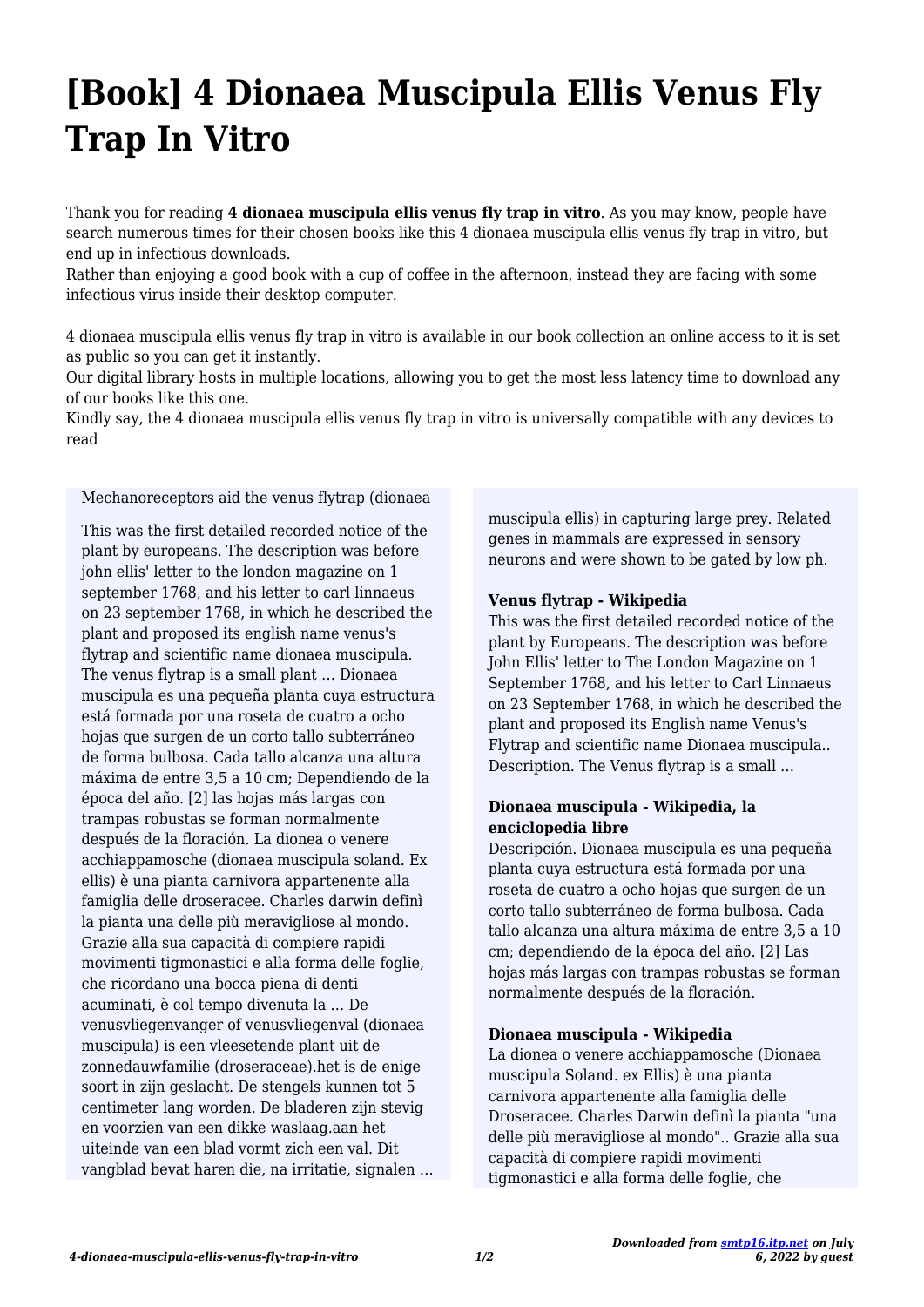# [Book] 4 Dionaea Muscipula Ellis Venus Fly Trap In Vitro

Thank you for reading **4 dionaea muscipula ellis venus fly trap in vitro**. As you may know, people have search numerous times for their chosen books like this 4 dionaea muscipula ellis venus fly trap in vitro, but end up in infectious downloads.

Rather than enjoying a good book with a cup of coffee in the afternoon, instead they are facing with some infectious virus inside their desktop computer.

4 dionaea muscipula ellis venus fly trap in vitro is available in our book collection an online access to it is set as public so you can get it instantly.

Our digital library hosts in multiple locations, allowing you to get the most less latency time to download any of our books like this one.

Kindly say, the 4 dionaea muscipula ellis venus fly trap in vitro is universally compatible with any devices to read

Mechanoreceptors aid the venus flytrap (dionaea muscipula ellis) in capturing large prey. Related genes in mammals are expressed in sensory neurons and were shown to be gated by low ph.

This was the first detailed recorded notice of the plant by europeans. The description was before john ellis' letter to the london magazine on 1 september 1768, and his letter to carl linnaeus on 23 september 1768, in which he described the plant and proposed its english name venus's flytrap and scientific name dionaea muscipula. The venus flytrap is a small plant … Dionaea muscipula es una pequeña planta cuya estructura está formada por una roseta de cuatro a ocho hojas que surgen de un corto tallo subterráneo de forma bulbosa. Cada tallo alcanza una altura máxima de entre 3,5 a 10 cm; Dependiendo de la época del año. [2] las hojas más largas con trampas robustas se forman normalmente después de la floración. La dionea o venere acchiappamosche (dionaea muscipula soland. Ex ellis) è una pianta carnivora appartenente alla famiglia delle droseracee. Charles darwin definì la pianta una delle più meravigliose al mondo. Grazie alla sua capacità di compiere rapidi movimenti tigmonastici e alla forma delle foglie, che ricordano una bocca piena di denti acuminati, è col tempo divenuta la … De venusvliegenvanger of venusvliegenval (dionaea muscipula) is een vleesetende plant uit de zonnedauwfamilie (droseraceae).het is de enige soort in zijn geslacht. De stengels kunnen tot 5 centimeter lang worden. De bladeren zijn stevig en voorzien van een dikke waslaag.aan het uiteinde van een blad vormt zich een val. Dit vangblad bevat haren die, na irritatie, signalen …

**Venus flytrap - Wikipedia**
This was the first detailed recorded notice of the plant by Europeans. The description was before John Ellis' letter to The London Magazine on 1 September 1768, and his letter to Carl Linnaeus on 23 September 1768, in which he described the plant and proposed its English name Venus's Flytrap and scientific name Dionaea muscipula.. Description. The Venus flytrap is a small …

**Dionaea muscipula - Wikipedia, la enciclopedia libre**
Descripción. Dionaea muscipula es una pequeña planta cuya estructura está formada por una roseta de cuatro a ocho hojas que surgen de un corto tallo subterráneo de forma bulbosa. Cada tallo alcanza una altura máxima de entre 3,5 a 10 cm; dependiendo de la época del año. [2] Las hojas más largas con trampas robustas se forman normalmente después de la floración.

**Dionaea muscipula - Wikipedia**
La dionea o venere acchiappamosche (Dionaea muscipula Soland. ex Ellis) è una pianta carnivora appartenente alla famiglia delle Droseracee. Charles Darwin definì la pianta "una delle più meravigliose al mondo".. Grazie alla sua capacità di compiere rapidi movimenti tigmonastici e alla forma delle foglie, che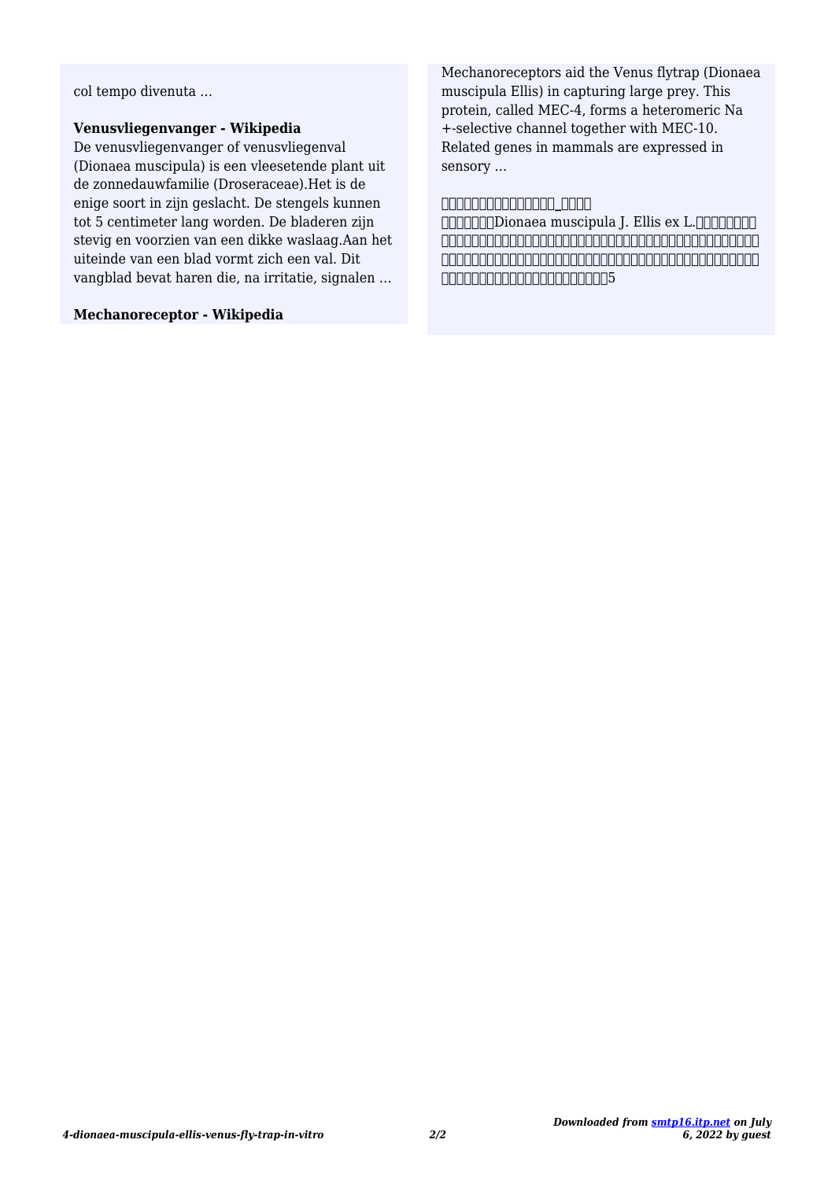col tempo divenuta …

**Venusvliegenvanger - Wikipedia**

De venusvliegenvanger of venusvliegenval (Dionaea muscipula) is een vleesetende plant uit de zonnedauwfamilie (Droseraceae).Het is de enige soort in zijn geslacht. De stengels kunnen tot 5 centimeter lang worden. De bladeren zijn stevig en voorzien van een dikke waslaag.Aan het uiteinde van een blad vormt zich een val. Dit vangblad bevat haren die, na irritatie, signalen …

**Mechanoreceptor - Wikipedia**

Mechanoreceptors aid the Venus flytrap (Dionaea muscipula Ellis) in capturing large prey. This protein, called MEC-4, forms a heteromeric Na +-selective channel together with MEC-10. Related genes in mammals are expressed in sensory …

Dionaea muscipula J. Ellis ex L. … 5